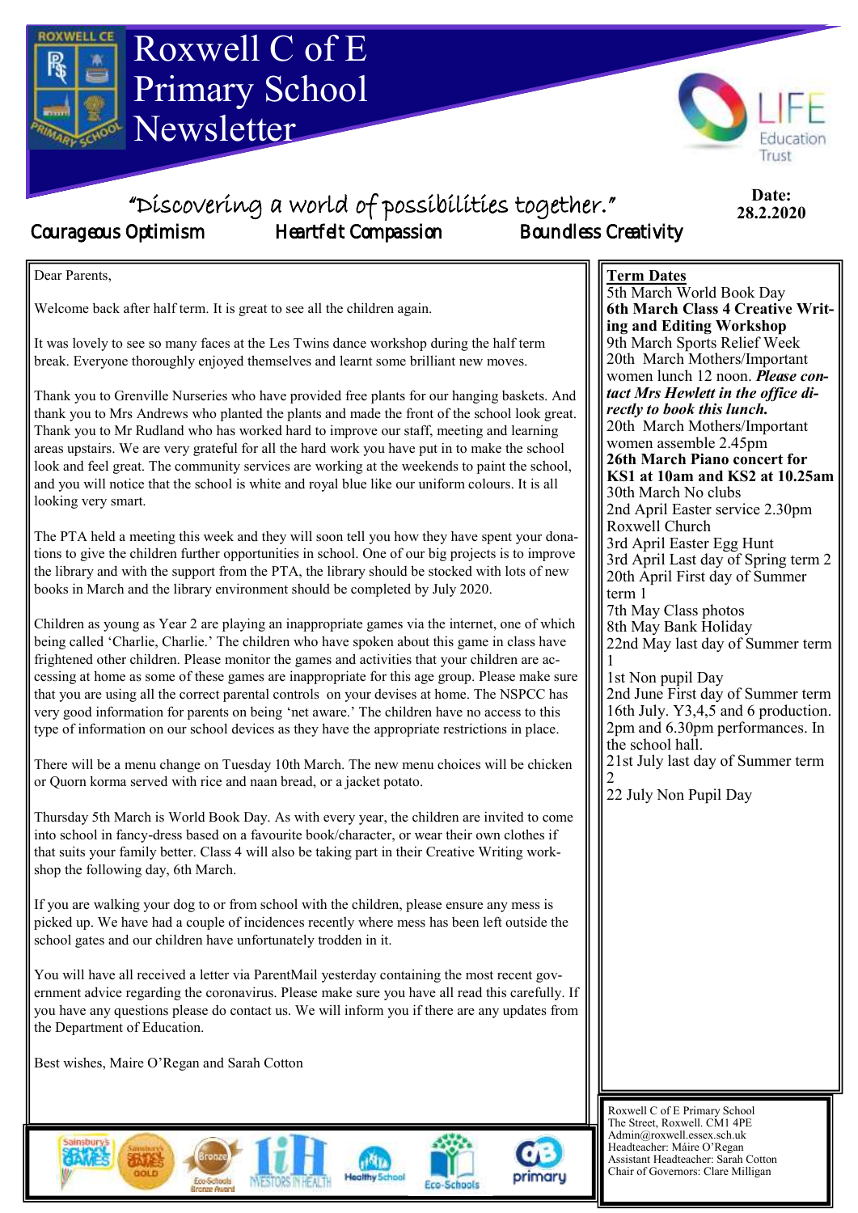# Roxwell C of E Primary School Newsletter

"Discovering a world of possibilities together."

Courageous Optimism · Heartfelt Compassion · Boundless Creativity

**Date: 28.2.2020**

Dear Parents,

Welcome back after half term. It is great to see all the children again.

It was lovely to see so many faces at the Les Twins dance workshop during the half term break. Everyone thoroughly enjoyed themselves and learnt some brilliant new moves.

Thank you to Grenville Nurseries who have provided free plants for our hanging baskets. And thank you to Mrs Andrews who planted the plants and made the front of the school look great. Thank you to Mr Rudland who has worked hard to improve our staff, meeting and learning areas upstairs. We are very grateful for all the hard work you have put in to make the school look and feel great. The community services are working at the weekends to paint the school, and you will notice that the school is white and royal blue like our uniform colours. It is all looking very smart.

The PTA held a meeting this week and they will soon tell you how they have spent your donations to give the children further opportunities in school. One of our big projects is to improve the library and with the support from the PTA, the library should be stocked with lots of new books in March and the library environment should be completed by July 2020.

Children as young as Year 2 are playing an inappropriate games via the internet, one of which being called 'Charlie, Charlie.' The children who have spoken about this game in class have frightened other children. Please monitor the games and activities that your children are accessing at home as some of these games are inappropriate for this age group. Please make sure that you are using all the correct parental controls on your devises at home. The NSPCC has very good information for parents on being 'net aware.' The children have no access to this type of information on our school devices as they have the appropriate restrictions in place.

There will be a menu change on Tuesday 10th March. The new menu choices will be chicken or Quorn korma served with rice and naan bread, or a jacket potato.

Thursday 5th March is World Book Day. As with every year, the children are invited to come into school in fancy-dress based on a favourite book/character, or wear their own clothes if that suits your family better. Class 4 will also be taking part in their Creative Writing workshop the following day, 6th March.

If you are walking your dog to or from school with the children, please ensure any mess is picked up. We have had a couple of incidences recently where mess has been left outside the school gates and our children have unfortunately trodden in it.

You will have all received a letter via ParentMail yesterday containing the most recent government advice regarding the coronavirus. Please make sure you have all read this carefully. If you have any questions please do contact us. We will inform you if there are any updates from the Department of Education.

Best wishes, Maire O'Regan and Sarah Cotton

## Term Dates

5th March World Book Day
**6th March Class 4 Creative Writing and Editing Workshop**
9th March Sports Relief Week
20th March Mothers/Important women lunch 12 noon. ***Please contact Mrs Hewlett in the office directly to book this lunch.***
20th March Mothers/Important women assemble 2.45pm
**26th March Piano concert for KS1 at 10am and KS2 at 10.25am**
30th March No clubs
2nd April Easter service 2.30pm Roxwell Church
3rd April Easter Egg Hunt
3rd April Last day of Spring term 2
20th April First day of Summer term 1
7th May Class photos
8th May Bank Holiday
22nd May last day of Summer term 1
1st Non pupil Day
2nd June First day of Summer term
16th July. Y3,4,5 and 6 production. 2pm and 6.30pm performances. In the school hall.
21st July last day of Summer term 2
22 July Non Pupil Day

Roxwell C of E Primary School
The Street, Roxwell. CM1 4PE
Admin@roxwell.essex.sch.uk
Headteacher: Máire O'Regan
Assistant Headteacher: Sarah Cotton
Chair of Governors: Clare Milligan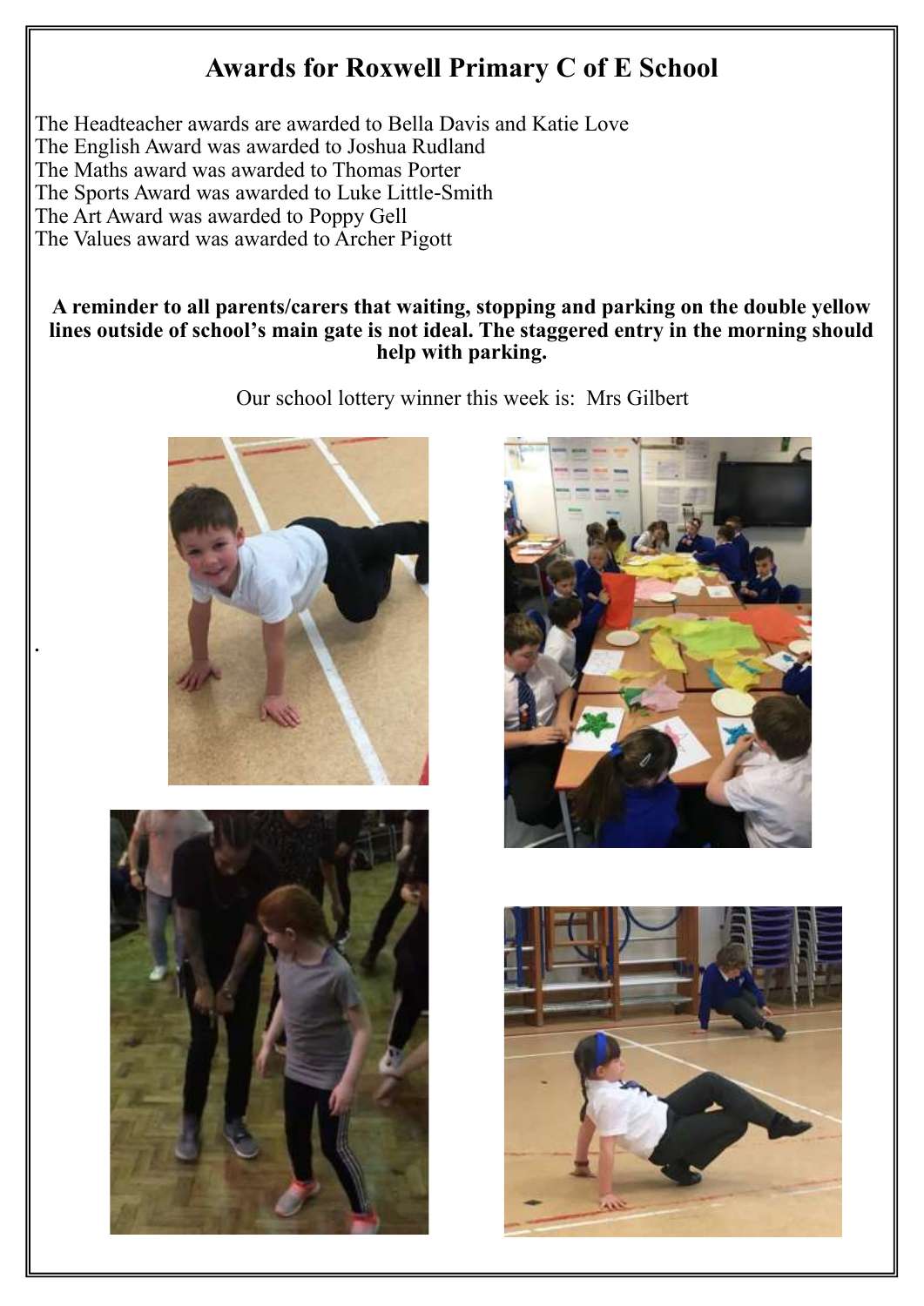# Awards for Roxwell Primary C of E School

The Headteacher awards are awarded to Bella Davis and Katie Love
The English Award was awarded to Joshua Rudland
The Maths award was awarded to Thomas Porter
The Sports Award was awarded to Luke Little-Smith
The Art Award was awarded to Poppy Gell
The Values award was awarded to Archer Pigott

**A reminder to all parents/carers that waiting, stopping and parking on the double yellow lines outside of school's main gate is not ideal. The staggered entry in the morning should help with parking.**

Our school lottery winner this week is: Mrs Gilbert